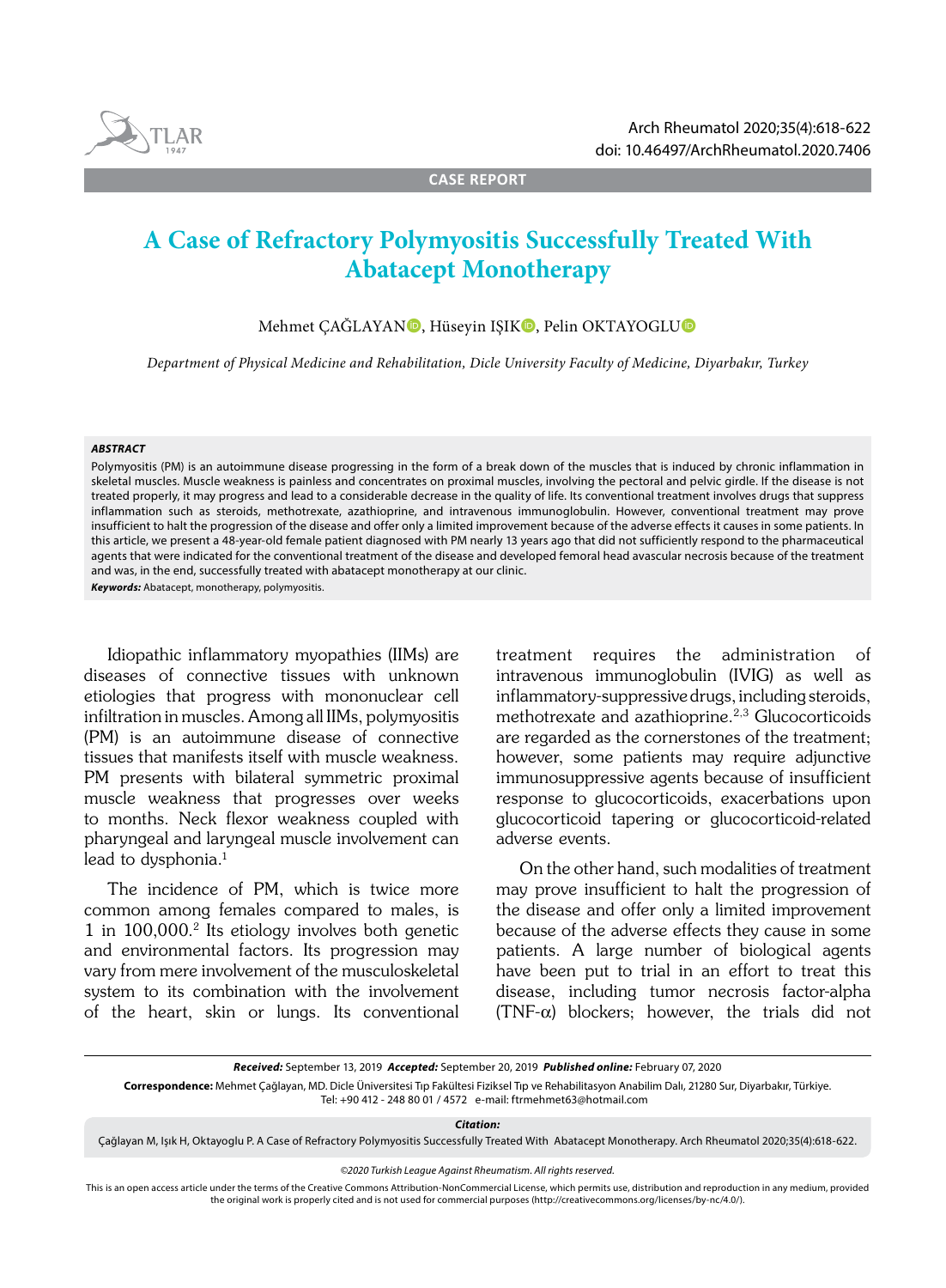CASE REPORT

# A Case of Refractory Polymyositis Successfully Treated With Abatacept Monotherapy

Mehmet ÇAĞLAYAN, Hüseyin IŞIK, Pelin OKTAYOGLU

*Department of Physical Medicine and Rehabilitation, Dicle University Faculty of Medicine, Diyarbakır, Turkey*

***ABSTRACT***

Polymyositis (PM) is an autoimmune disease progressing in the form of a break down of the muscles that is induced by chronic inflammation in skeletal muscles. Muscle weakness is painless and concentrates on proximal muscles, involving the pectoral and pelvic girdle. If the disease is not treated properly, it may progress and lead to a considerable decrease in the quality of life. Its conventional treatment involves drugs that suppress inflammation such as steroids, methotrexate, azathioprine, and intravenous immunoglobulin. However, conventional treatment may prove insufficient to halt the progression of the disease and offer only a limited improvement because of the adverse effects it causes in some patients. In this article, we present a 48-year-old female patient diagnosed with PM nearly 13 years ago that did not sufficiently respond to the pharmaceutical agents that were indicated for the conventional treatment of the disease and developed femoral head avascular necrosis because of the treatment and was, in the end, successfully treated with abatacept monotherapy at our clinic.

***Keywords:*** Abatacept, monotherapy, polymyositis.

Idiopathic inflammatory myopathies (IIMs) are diseases of connective tissues with unknown etiologies that progress with mononuclear cell infiltration in muscles. Among all IIMs, polymyositis (PM) is an autoimmune disease of connective tissues that manifests itself with muscle weakness. PM presents with bilateral symmetric proximal muscle weakness that progresses over weeks to months. Neck flexor weakness coupled with pharyngeal and laryngeal muscle involvement can lead to dysphonia.[1]

The incidence of PM, which is twice more common among females compared to males, is 1 in 100,000.[2] Its etiology involves both genetic and environmental factors. Its progression may vary from mere involvement of the musculoskeletal system to its combination with the involvement of the heart, skin or lungs. Its conventional treatment requires the administration of intravenous immunoglobulin (IVIG) as well as inflammatory-suppressive drugs, including steroids, methotrexate and azathioprine.[2,3] Glucocorticoids are regarded as the cornerstones of the treatment; however, some patients may require adjunctive immunosuppressive agents because of insufficient response to glucocorticoids, exacerbations upon glucocorticoid tapering or glucocorticoid-related adverse events.

On the other hand, such modalities of treatment may prove insufficient to halt the progression of the disease and offer only a limited improvement because of the adverse effects they cause in some patients. A large number of biological agents have been put to trial in an effort to treat this disease, including tumor necrosis factor-alpha (TNF-α) blockers; however, the trials did not

***Received:*** September 13, 2019 ***Accepted:*** September 20, 2019 ***Published online:*** February 07, 2020

**Correspondence:** Mehmet Çağlayan, MD. Dicle Üniversitesi Tıp Fakültesi Fiziksel Tıp ve Rehabilitasyon Anabilim Dalı, 21280 Sur, Diyarbakır, Türkiye. Tel: +90 412 - 248 80 01 / 4572 e-mail: ftrmehmet63@hotmail.com

***Citation:***
Çağlayan M, Işık H, Oktayoglu P. A Case of Refractory Polymyositis Successfully Treated With Abatacept Monotherapy. Arch Rheumatol 2020;35(4):618-622.

*©2020 Turkish League Against Rheumatism. All rights reserved.*

This is an open access article under the terms of the Creative Commons Attribution-NonCommercial License, which permits use, distribution and reproduction in any medium, provided the original work is properly cited and is not used for commercial purposes (http://creativecommons.org/licenses/by-nc/4.0/).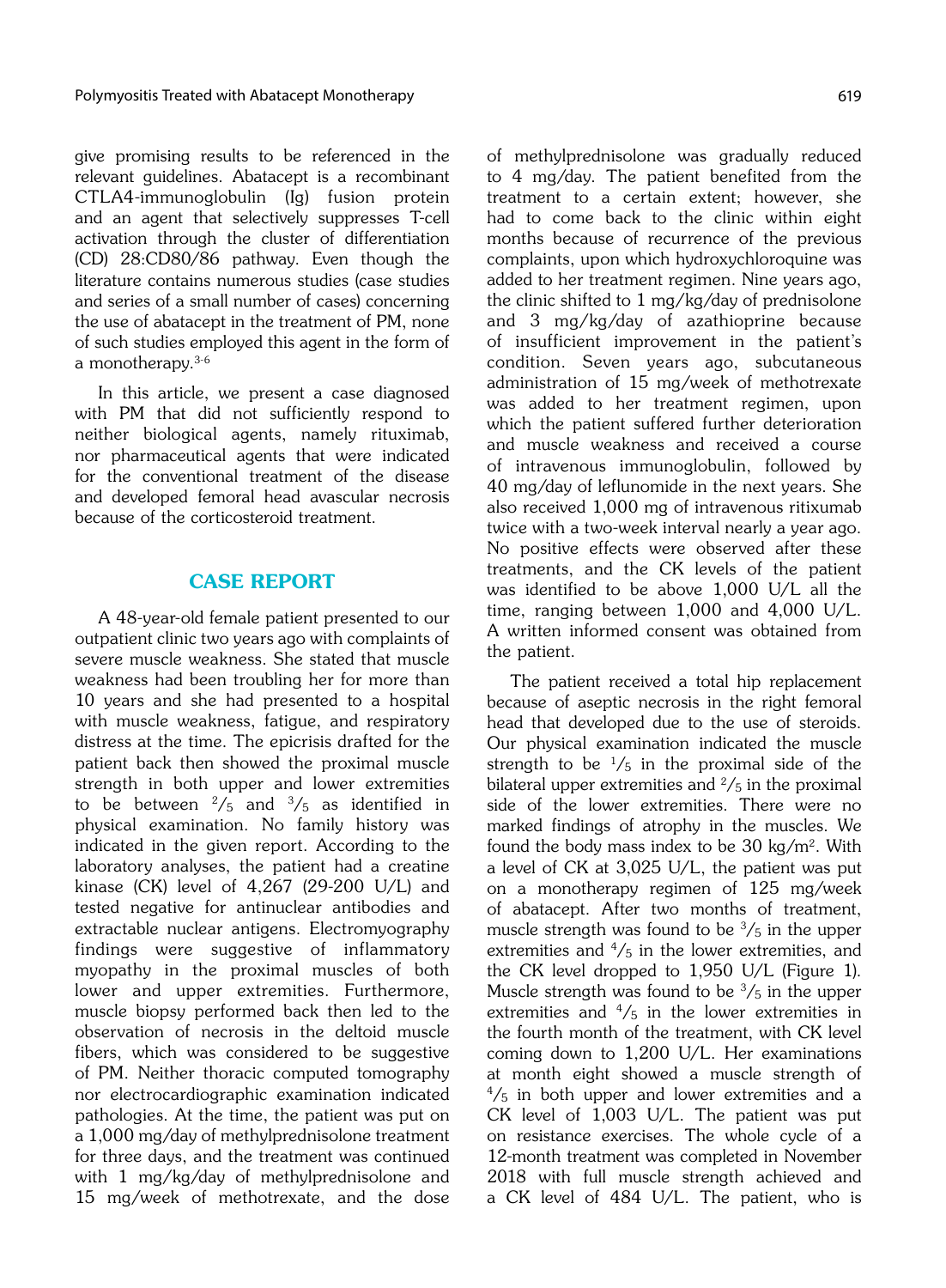give promising results to be referenced in the relevant guidelines. Abatacept is a recombinant CTLA4-immunoglobulin (Ig) fusion protein and an agent that selectively suppresses T-cell activation through the cluster of differentiation (CD) 28:CD80/86 pathway. Even though the literature contains numerous studies (case studies and series of a small number of cases) concerning the use of abatacept in the treatment of PM, none of such studies employed this agent in the form of a monotherapy.[3-6]

In this article, we present a case diagnosed with PM that did not sufficiently respond to neither biological agents, namely rituximab, nor pharmaceutical agents that were indicated for the conventional treatment of the disease and developed femoral head avascular necrosis because of the corticosteroid treatment.

## CASE REPORT

A 48-year-old female patient presented to our outpatient clinic two years ago with complaints of severe muscle weakness. She stated that muscle weakness had been troubling her for more than 10 years and she had presented to a hospital with muscle weakness, fatigue, and respiratory distress at the time. The epicrisis drafted for the patient back then showed the proximal muscle strength in both upper and lower extremities to be between $^2/_5$ and $^3/_5$ as identified in physical examination. No family history was indicated in the given report. According to the laboratory analyses, the patient had a creatine kinase (CK) level of 4,267 (29-200 U/L) and tested negative for antinuclear antibodies and extractable nuclear antigens. Electromyography findings were suggestive of inflammatory myopathy in the proximal muscles of both lower and upper extremities. Furthermore, muscle biopsy performed back then led to the observation of necrosis in the deltoid muscle fibers, which was considered to be suggestive of PM. Neither thoracic computed tomography nor electrocardiographic examination indicated pathologies. At the time, the patient was put on a 1,000 mg/day of methylprednisolone treatment for three days, and the treatment was continued with 1 mg/kg/day of methylprednisolone and 15 mg/week of methotrexate, and the dose of methylprednisolone was gradually reduced to 4 mg/day. The patient benefited from the treatment to a certain extent; however, she had to come back to the clinic within eight months because of recurrence of the previous complaints, upon which hydroxychloroquine was added to her treatment regimen. Nine years ago, the clinic shifted to 1 mg/kg/day of prednisolone and 3 mg/kg/day of azathioprine because of insufficient improvement in the patient's condition. Seven years ago, subcutaneous administration of 15 mg/week of methotrexate was added to her treatment regimen, upon which the patient suffered further deterioration and muscle weakness and received a course of intravenous immunoglobulin, followed by 40 mg/day of leflunomide in the next years. She also received 1,000 mg of intravenous ritixumab twice with a two-week interval nearly a year ago. No positive effects were observed after these treatments, and the CK levels of the patient was identified to be above 1,000 U/L all the time, ranging between 1,000 and 4,000 U/L. A written informed consent was obtained from the patient.

The patient received a total hip replacement because of aseptic necrosis in the right femoral head that developed due to the use of steroids. Our physical examination indicated the muscle strength to be $^1/_5$ in the proximal side of the bilateral upper extremities and $^2/_5$ in the proximal side of the lower extremities. There were no marked findings of atrophy in the muscles. We found the body mass index to be 30 kg/m$^2$. With a level of CK at 3,025 U/L, the patient was put on a monotherapy regimen of 125 mg/week of abatacept. After two months of treatment, muscle strength was found to be $^3/_5$ in the upper extremities and $^4/_5$ in the lower extremities, and the CK level dropped to 1,950 U/L (Figure 1). Muscle strength was found to be $^3/_5$ in the upper extremities and $^4/_5$ in the lower extremities in the fourth month of the treatment, with CK level coming down to 1,200 U/L. Her examinations at month eight showed a muscle strength of $^4/_5$ in both upper and lower extremities and a CK level of 1,003 U/L. The patient was put on resistance exercises. The whole cycle of a 12-month treatment was completed in November 2018 with full muscle strength achieved and a CK level of 484 U/L. The patient, who is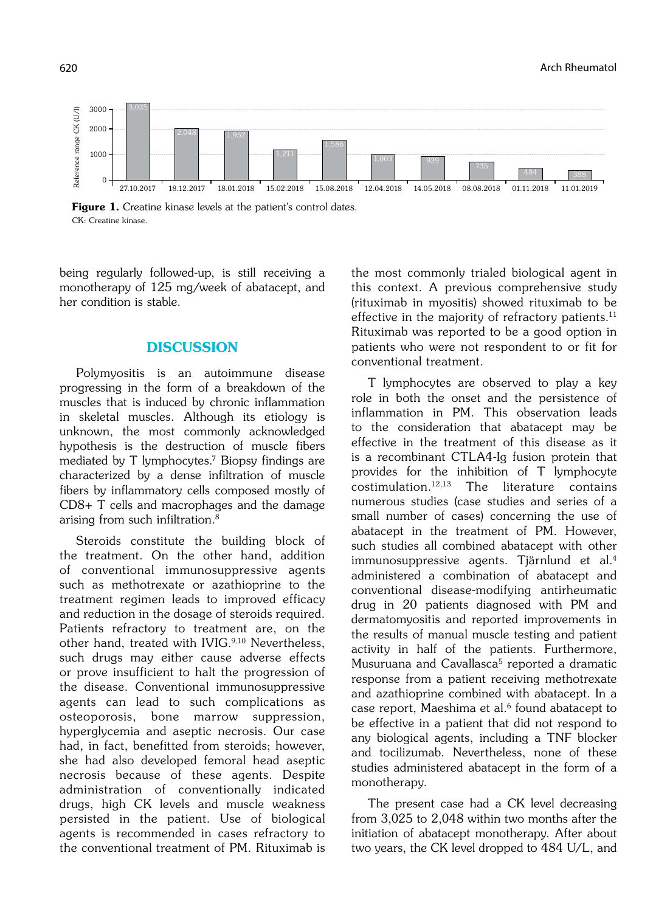Figure 1. Creatine kinase levels at the patient's control dates.
CK: Creatine kinase.

being regularly followed-up, is still receiving a monotherapy of 125 mg/week of abatacept, and her condition is stable.

## DISCUSSION

Polymyositis is an autoimmune disease progressing in the form of a breakdown of the muscles that is induced by chronic inflammation in skeletal muscles. Although its etiology is unknown, the most commonly acknowledged hypothesis is the destruction of muscle fibers mediated by T lymphocytes.[7] Biopsy findings are characterized by a dense infiltration of muscle fibers by inflammatory cells composed mostly of CD8+ T cells and macrophages and the damage arising from such infiltration.[8]

Steroids constitute the building block of the treatment. On the other hand, addition of conventional immunosuppressive agents such as methotrexate or azathioprine to the treatment regimen leads to improved efficacy and reduction in the dosage of steroids required. Patients refractory to treatment are, on the other hand, treated with IVIG.[9,10] Nevertheless, such drugs may either cause adverse effects or prove insufficient to halt the progression of the disease. Conventional immunosuppressive agents can lead to such complications as osteoporosis, bone marrow suppression, hyperglycemia and aseptic necrosis. Our case had, in fact, benefitted from steroids; however, she had also developed femoral head aseptic necrosis because of these agents. Despite administration of conventionally indicated drugs, high CK levels and muscle weakness persisted in the patient. Use of biological agents is recommended in cases refractory to the conventional treatment of PM. Rituximab is the most commonly trialed biological agent in this context. A previous comprehensive study (rituximab in myositis) showed rituximab to be effective in the majority of refractory patients.[11] Rituximab was reported to be a good option in patients who were not respondent to or fit for conventional treatment.

T lymphocytes are observed to play a key role in both the onset and the persistence of inflammation in PM. This observation leads to the consideration that abatacept may be effective in the treatment of this disease as it is a recombinant CTLA4-Ig fusion protein that provides for the inhibition of T lymphocyte costimulation.[12,13] The literature contains numerous studies (case studies and series of a small number of cases) concerning the use of abatacept in the treatment of PM. However, such studies all combined abatacept with other immunosuppressive agents. Tjärnlund et al.[4] administered a combination of abatacept and conventional disease-modifying antirheumatic drug in 20 patients diagnosed with PM and dermatomyositis and reported improvements in the results of manual muscle testing and patient activity in half of the patients. Furthermore, Musuruana and Cavallasca[5] reported a dramatic response from a patient receiving methotrexate and azathioprine combined with abatacept. In a case report, Maeshima et al.[6] found abatacept to be effective in a patient that did not respond to any biological agents, including a TNF blocker and tocilizumab. Nevertheless, none of these studies administered abatacept in the form of a monotherapy.

The present case had a CK level decreasing from 3,025 to 2,048 within two months after the initiation of abatacept monotherapy. After about two years, the CK level dropped to 484 U/L, and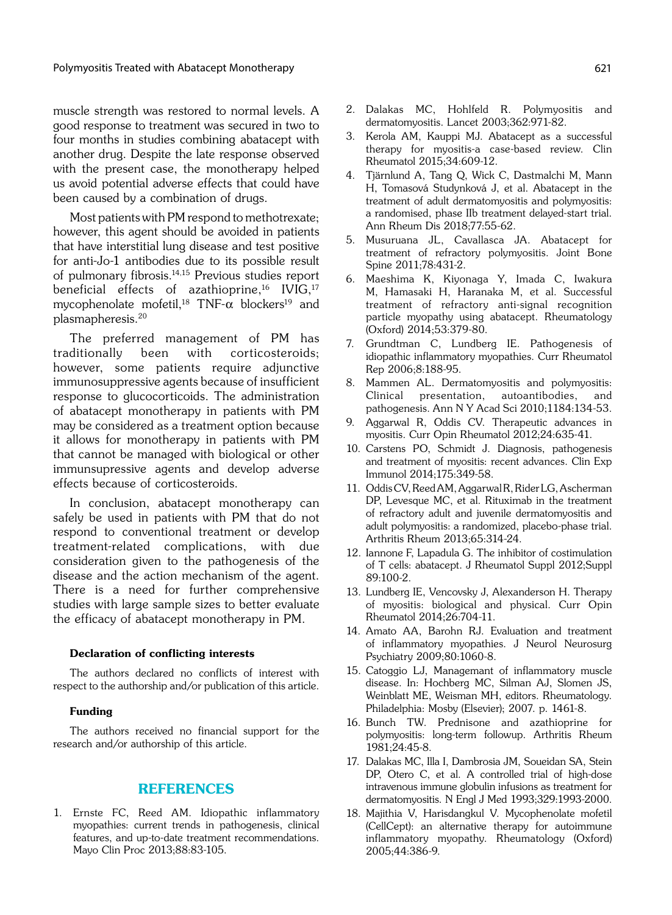muscle strength was restored to normal levels. A good response to treatment was secured in two to four months in studies combining abatacept with another drug. Despite the late response observed with the present case, the monotherapy helped us avoid potential adverse effects that could have been caused by a combination of drugs.

Most patients with PM respond to methotrexate; however, this agent should be avoided in patients that have interstitial lung disease and test positive for anti-Jo-1 antibodies due to its possible result of pulmonary fibrosis.[14,15] Previous studies report beneficial effects of azathioprine,[16] IVIG,[17] mycophenolate mofetil,[18] TNF-α blockers[19] and plasmapheresis.[20]

The preferred management of PM has traditionally been with corticosteroids; however, some patients require adjunctive immunosuppressive agents because of insufficient response to glucocorticoids. The administration of abatacept monotherapy in patients with PM may be considered as a treatment option because it allows for monotherapy in patients with PM that cannot be managed with biological or other immunsupressive agents and develop adverse effects because of corticosteroids.

In conclusion, abatacept monotherapy can safely be used in patients with PM that do not respond to conventional treatment or develop treatment-related complications, with due consideration given to the pathogenesis of the disease and the action mechanism of the agent. There is a need for further comprehensive studies with large sample sizes to better evaluate the efficacy of abatacept monotherapy in PM.

**Declaration of conflicting interests**

The authors declared no conflicts of interest with respect to the authorship and/or publication of this article.

**Funding**

The authors received no financial support for the research and/or authorship of this article.

## REFERENCES

1. Ernste FC, Reed AM. Idiopathic inflammatory myopathies: current trends in pathogenesis, clinical features, and up-to-date treatment recommendations. Mayo Clin Proc 2013;88:83-105.
2. Dalakas MC, Hohlfeld R. Polymyositis and dermatomyositis. Lancet 2003;362:971-82.
3. Kerola AM, Kauppi MJ. Abatacept as a successful therapy for myositis-a case-based review. Clin Rheumatol 2015;34:609-12.
4. Tjärnlund A, Tang Q, Wick C, Dastmalchi M, Mann H, Tomasová Studynková J, et al. Abatacept in the treatment of adult dermatomyositis and polymyositis: a randomised, phase IIb treatment delayed-start trial. Ann Rheum Dis 2018;77:55-62.
5. Musuruana JL, Cavallasca JA. Abatacept for treatment of refractory polymyositis. Joint Bone Spine 2011;78:431-2.
6. Maeshima K, Kiyonaga Y, Imada C, Iwakura M, Hamasaki H, Haranaka M, et al. Successful treatment of refractory anti-signal recognition particle myopathy using abatacept. Rheumatology (Oxford) 2014;53:379-80.
7. Grundtman C, Lundberg IE. Pathogenesis of idiopathic inflammatory myopathies. Curr Rheumatol Rep 2006;8:188-95.
8. Mammen AL. Dermatomyositis and polymyositis: Clinical presentation, autoantibodies, and pathogenesis. Ann N Y Acad Sci 2010;1184:134-53.
9. Aggarwal R, Oddis CV. Therapeutic advances in myositis. Curr Opin Rheumatol 2012;24:635-41.
10. Carstens PO, Schmidt J. Diagnosis, pathogenesis and treatment of myositis: recent advances. Clin Exp Immunol 2014;175:349-58.
11. Oddis CV, Reed AM, Aggarwal R, Rider LG, Ascherman DP, Levesque MC, et al. Rituximab in the treatment of refractory adult and juvenile dermatomyositis and adult polymyositis: a randomized, placebo-phase trial. Arthritis Rheum 2013;65:314-24.
12. Iannone F, Lapadula G. The inhibitor of costimulation of T cells: abatacept. J Rheumatol Suppl 2012;Suppl 89:100-2.
13. Lundberg IE, Vencovsky J, Alexanderson H. Therapy of myositis: biological and physical. Curr Opin Rheumatol 2014;26:704-11.
14. Amato AA, Barohn RJ. Evaluation and treatment of inflammatory myopathies. J Neurol Neurosurg Psychiatry 2009;80:1060-8.
15. Catoggio LJ, Managemant of inflammatory muscle disease. In: Hochberg MC, Silman AJ, Slomen JS, Weinblatt ME, Weisman MH, editors. Rheumatology. Philadelphia: Mosby (Elsevier); 2007. p. 1461-8.
16. Bunch TW. Prednisone and azathioprine for polymyositis: long-term followup. Arthritis Rheum 1981;24:45-8.
17. Dalakas MC, Illa I, Dambrosia JM, Soueidan SA, Stein DP, Otero C, et al. A controlled trial of high-dose intravenous immune globulin infusions as treatment for dermatomyositis. N Engl J Med 1993;329:1993-2000.
18. Majithia V, Harisdangkul V. Mycophenolate mofetil (CellCept): an alternative therapy for autoimmune inflammatory myopathy. Rheumatology (Oxford) 2005;44:386-9.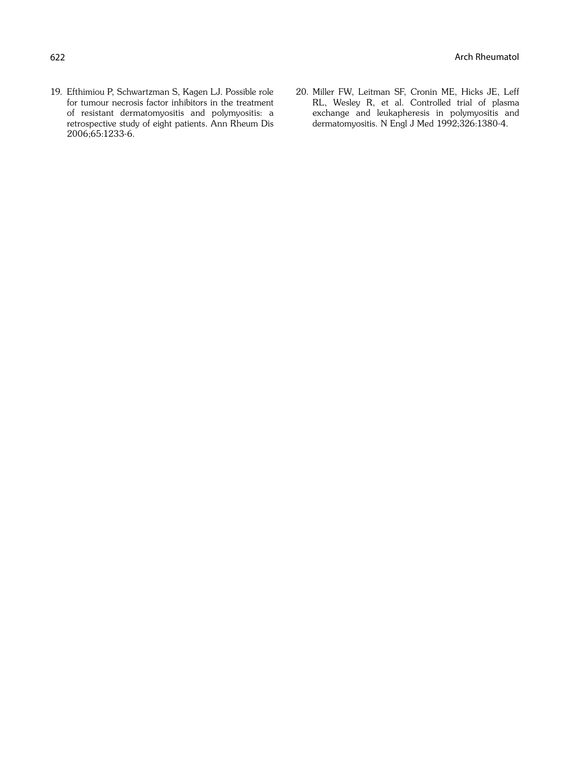19. Efthimiou P, Schwartzman S, Kagen LJ. Possible role for tumour necrosis factor inhibitors in the treatment of resistant dermatomyositis and polymyositis: a retrospective study of eight patients. Ann Rheum Dis 2006;65:1233-6.

20. Miller FW, Leitman SF, Cronin ME, Hicks JE, Leff RL, Wesley R, et al. Controlled trial of plasma exchange and leukapheresis in polymyositis and dermatomyositis. N Engl J Med 1992;326:1380-4.